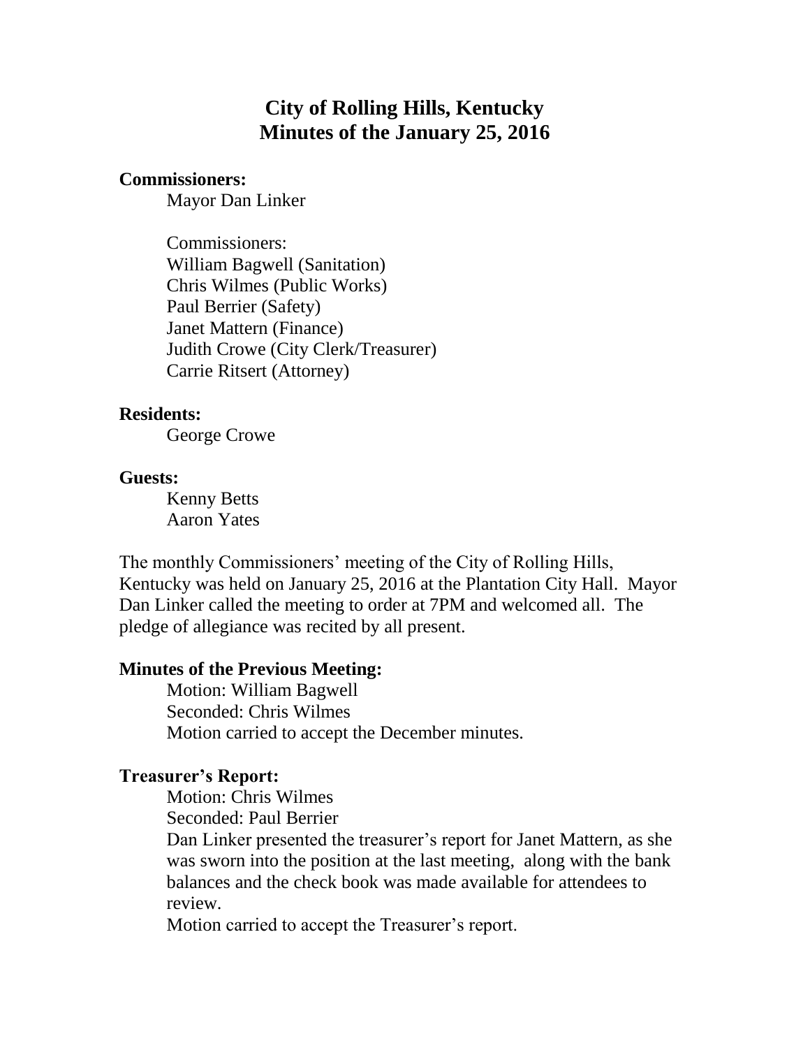# City of Rolling Hills, Kentucky
# Minutes of the January 25, 2016

**Commissioners:**

Mayor Dan Linker

Commissioners:
William Bagwell (Sanitation)
Chris Wilmes (Public Works)
Paul Berrier (Safety)
Janet Mattern (Finance)
Judith Crowe (City Clerk/Treasurer)
Carrie Ritsert (Attorney)

**Residents:**

George Crowe

**Guests:**

Kenny Betts
Aaron Yates

The monthly Commissioners' meeting of the City of Rolling Hills, Kentucky was held on January 25, 2016 at the Plantation City Hall. Mayor Dan Linker called the meeting to order at 7PM and welcomed all. The pledge of allegiance was recited by all present.

**Minutes of the Previous Meeting:**

Motion: William Bagwell
Seconded: Chris Wilmes
Motion carried to accept the December minutes.

**Treasurer's Report:**

Motion: Chris Wilmes
Seconded: Paul Berrier
Dan Linker presented the treasurer's report for Janet Mattern, as she was sworn into the position at the last meeting, along with the bank balances and the check book was made available for attendees to review.
Motion carried to accept the Treasurer's report.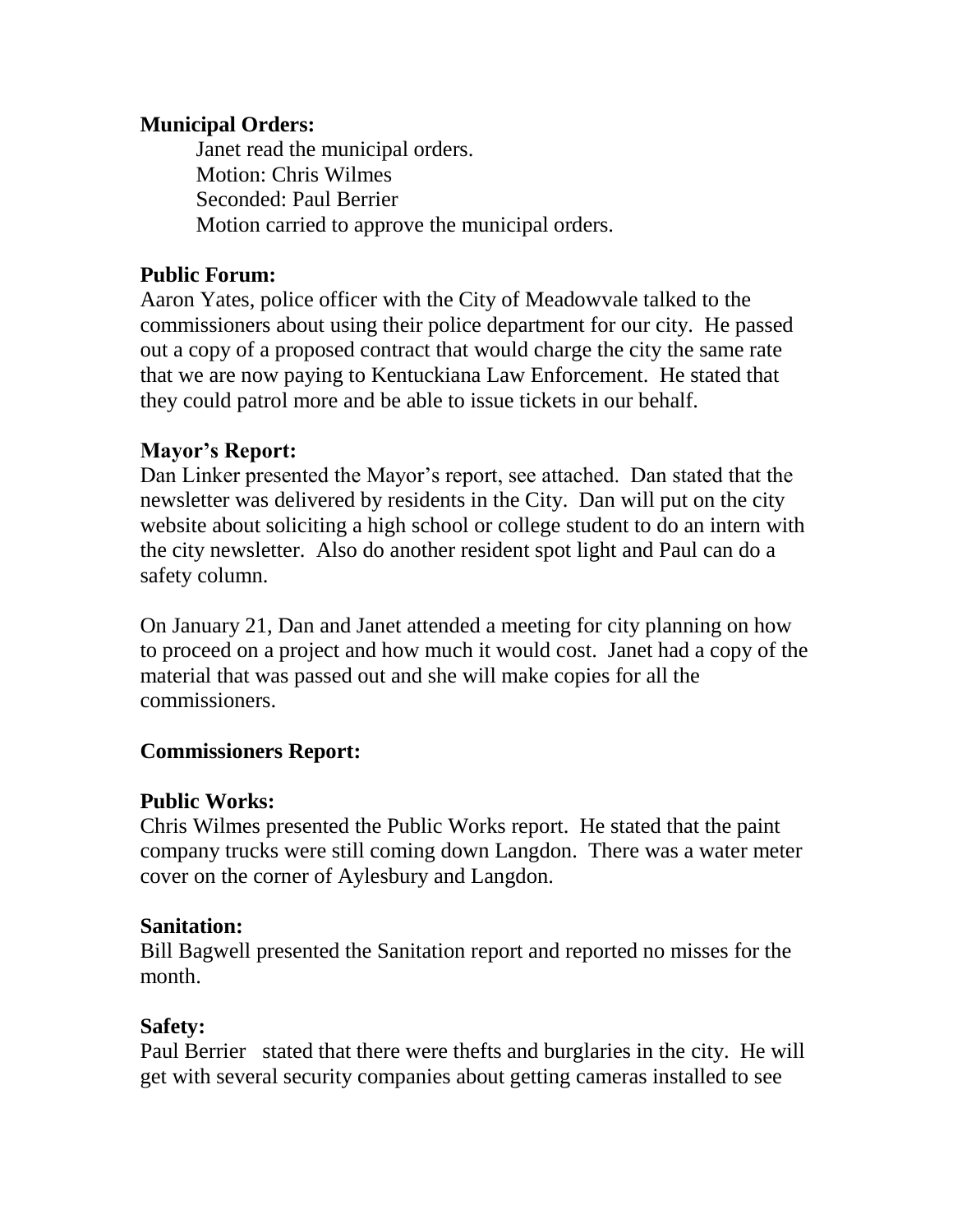**Municipal Orders:**

Janet read the municipal orders.
Motion: Chris Wilmes
Seconded: Paul Berrier
Motion carried to approve the municipal orders.

**Public Forum:**

Aaron Yates, police officer with the City of Meadowvale talked to the commissioners about using their police department for our city. He passed out a copy of a proposed contract that would charge the city the same rate that we are now paying to Kentuckiana Law Enforcement. He stated that they could patrol more and be able to issue tickets in our behalf.

**Mayor's Report:**

Dan Linker presented the Mayor's report, see attached. Dan stated that the newsletter was delivered by residents in the City. Dan will put on the city website about soliciting a high school or college student to do an intern with the city newsletter. Also do another resident spot light and Paul can do a safety column.

On January 21, Dan and Janet attended a meeting for city planning on how to proceed on a project and how much it would cost. Janet had a copy of the material that was passed out and she will make copies for all the commissioners.

**Commissioners Report:**

**Public Works:**

Chris Wilmes presented the Public Works report. He stated that the paint company trucks were still coming down Langdon. There was a water meter cover on the corner of Aylesbury and Langdon.

**Sanitation:**

Bill Bagwell presented the Sanitation report and reported no misses for the month.

**Safety:**

Paul Berrier stated that there were thefts and burglaries in the city. He will get with several security companies about getting cameras installed to see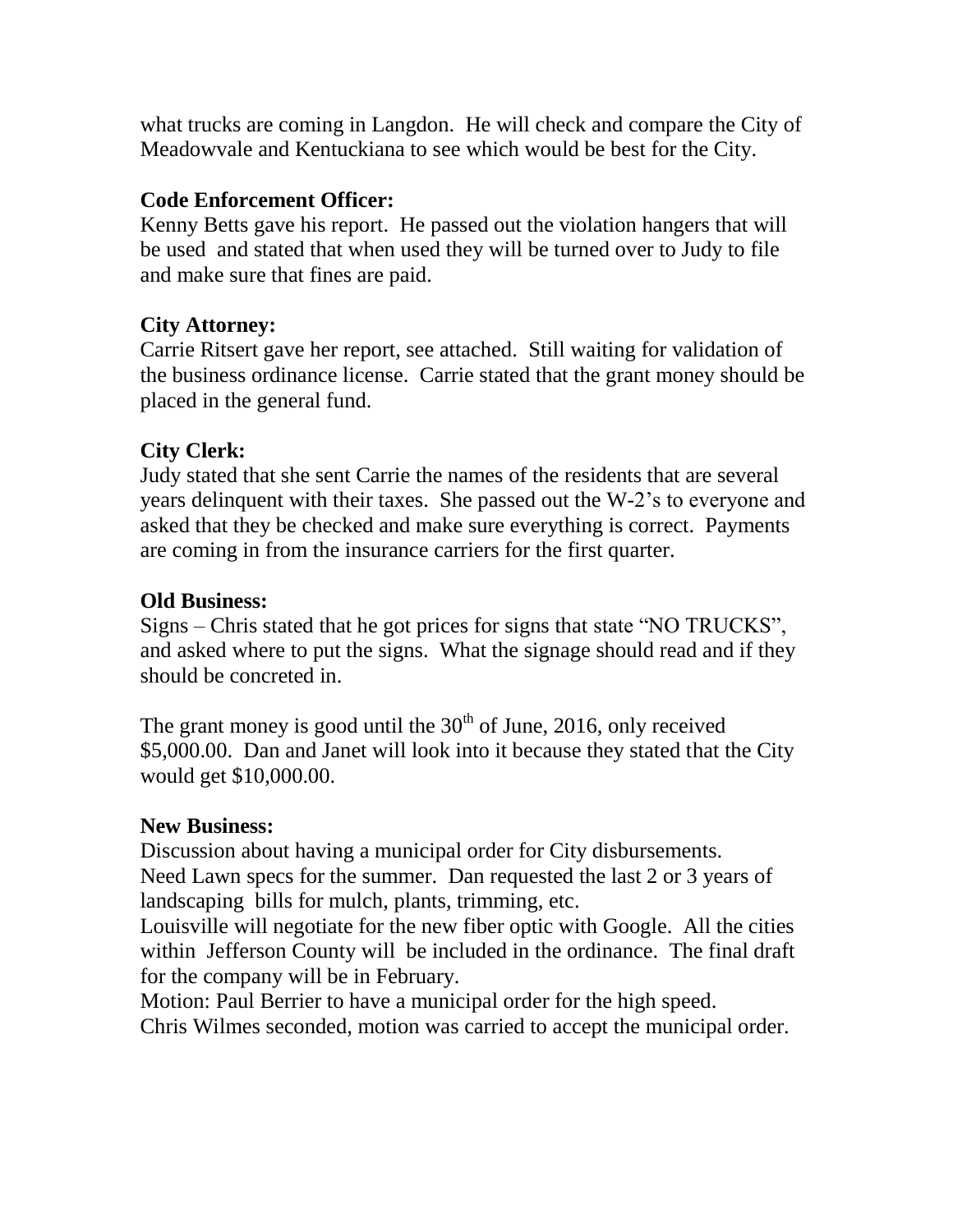what trucks are coming in Langdon. He will check and compare the City of Meadowvale and Kentuckiana to see which would be best for the City.

**Code Enforcement Officer:**
Kenny Betts gave his report. He passed out the violation hangers that will be used and stated that when used they will be turned over to Judy to file and make sure that fines are paid.

**City Attorney:**
Carrie Ritsert gave her report, see attached. Still waiting for validation of the business ordinance license. Carrie stated that the grant money should be placed in the general fund.

**City Clerk:**
Judy stated that she sent Carrie the names of the residents that are several years delinquent with their taxes. She passed out the W-2's to everyone and asked that they be checked and make sure everything is correct. Payments are coming in from the insurance carriers for the first quarter.

**Old Business:**
Signs – Chris stated that he got prices for signs that state "NO TRUCKS", and asked where to put the signs. What the signage should read and if they should be concreted in.

The grant money is good until the 30th of June, 2016, only received $5,000.00. Dan and Janet will look into it because they stated that the City would get $10,000.00.

**New Business:**
Discussion about having a municipal order for City disbursements.
Need Lawn specs for the summer. Dan requested the last 2 or 3 years of landscaping bills for mulch, plants, trimming, etc.
Louisville will negotiate for the new fiber optic with Google. All the cities within Jefferson County will be included in the ordinance. The final draft for the company will be in February.
Motion: Paul Berrier to have a municipal order for the high speed.
Chris Wilmes seconded, motion was carried to accept the municipal order.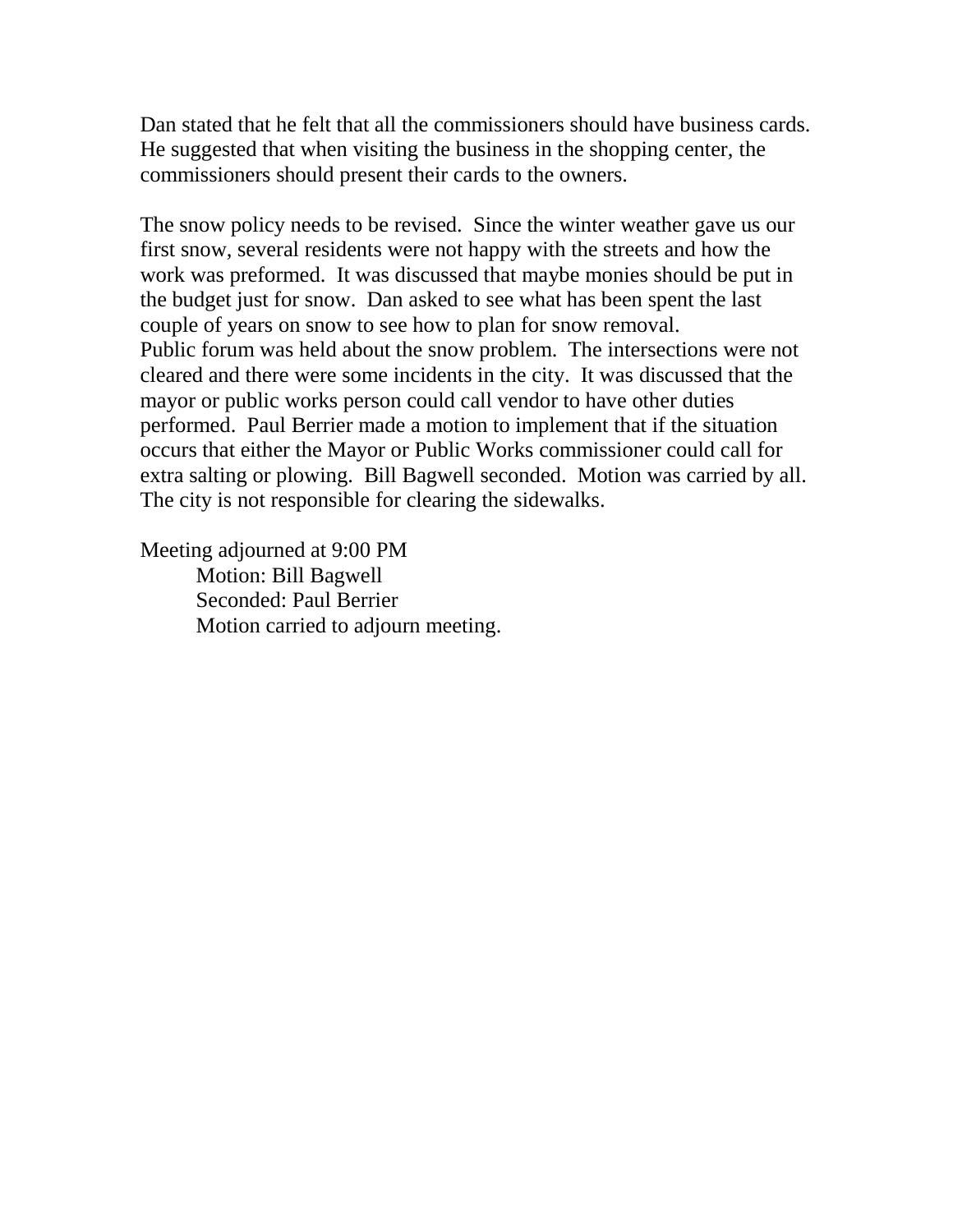Dan stated that he felt that all the commissioners should have business cards. He suggested that when visiting the business in the shopping center, the commissioners should present their cards to the owners.

The snow policy needs to be revised. Since the winter weather gave us our first snow, several residents were not happy with the streets and how the work was preformed. It was discussed that maybe monies should be put in the budget just for snow. Dan asked to see what has been spent the last couple of years on snow to see how to plan for snow removal.
Public forum was held about the snow problem. The intersections were not cleared and there were some incidents in the city. It was discussed that the mayor or public works person could call vendor to have other duties performed. Paul Berrier made a motion to implement that if the situation occurs that either the Mayor or Public Works commissioner could call for extra salting or plowing. Bill Bagwell seconded. Motion was carried by all.
The city is not responsible for clearing the sidewalks.

Meeting adjourned at 9:00 PM

Motion: Bill Bagwell
Seconded: Paul Berrier
Motion carried to adjourn meeting.